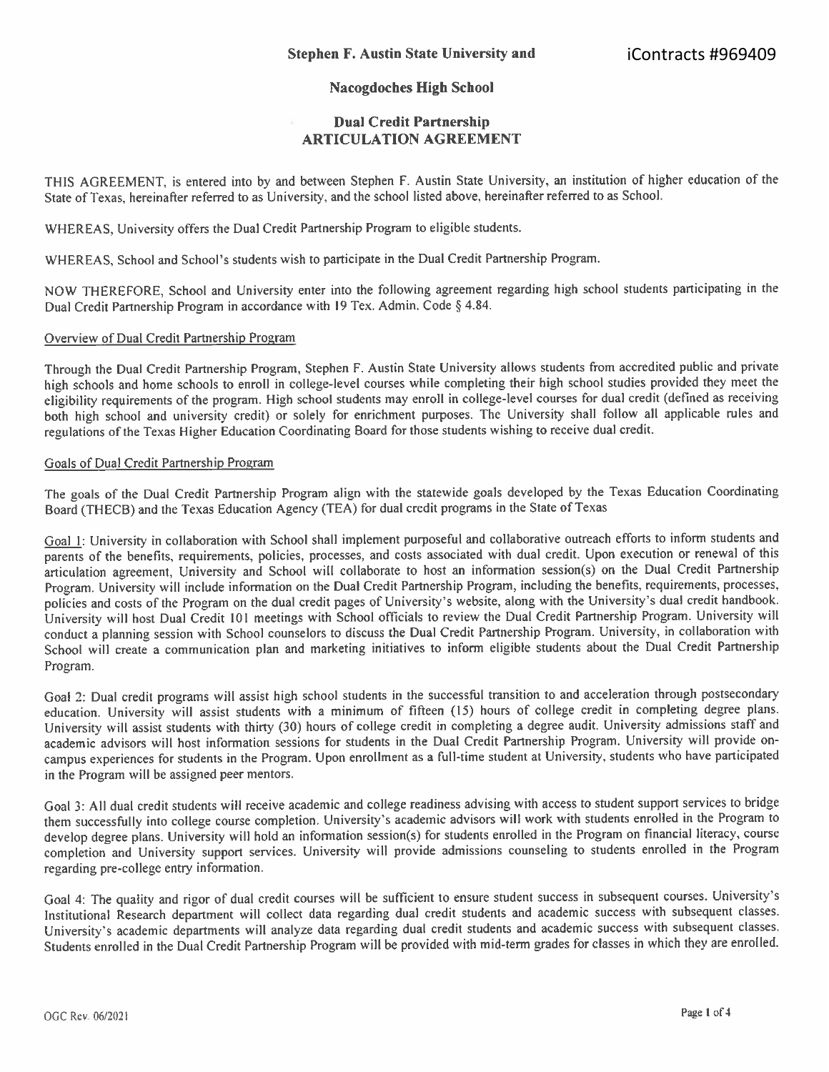**Stephen F. Austin State University and** iContracts #969409

**Nacogdoches High School**

# Dual Credit Partnership ARTICULATION AGREEMENT

THIS AGREEMENT, is entered into by and between Stephen F. Austin State University, an institution of higher education of the State of Texas, hereinafter referred to as University, and the school listed above, hereinafter referred to as School.

WHEREAS, University offers the Dual Credit Partnership Program to eligible students.

WHEREAS, School and School's students wish to participate in the Dual Credit Partnership Program.

NOW THEREFORE, School and University enter into the following agreement regarding high school students participating in the Dual Credit Partnership Program in accordance with 19 Tex. Admin. Code § 4.84.

## Overview of Dual Credit Partnership Program

Through the Dual Credit Partnership Program, Stephen F. Austin State University allows students from accredited public and private high schools and home schools to enroll in college-level courses while completing their high school studies provided they meet the eligibility requirements of the program. High school students may enroll in college-level courses for dual credit (defined as receiving both high school and university credit) or solely for enrichment purposes. The University shall follow all applicable rules and regulations of the Texas Higher Education Coordinating Board for those students wishing to receive dual credit.

## Goals of Dual Credit Partnership Program

The goals of the Dual Credit Partnership Program align with the statewide goals developed by the Texas Education Coordinating Board (THECB) and the Texas Education Agency (TEA) for dual credit programs in the State of Texas

Goal 1: University in collaboration with School shall implement purposeful and collaborative outreach efforts to inform students and parents of the benefits, requirements, policies, processes, and costs associated with dual credit. Upon execution or renewal of this articulation agreement, University and School will collaborate to host an information session(s) on the Dual Credit Partnership Program. University will include information on the Dual Credit Partnership Program, including the benefits, requirements, processes, policies and costs of the Program on the dual credit pages of University's website, along with the University's dual credit handbook. University will host Dual Credit 101 meetings with School officials to review the Dual Credit Partnership Program. University will conduct a planning session with School counselors to discuss the Dual Credit Partnership Program. University, in collaboration with School will create a communication plan and marketing initiatives to inform eligible students about the Dual Credit Partnership Program.

Goal 2: Dual credit programs will assist high school students in the successful transition to and acceleration through postsecondary education. University will assist students with a minimum of fifteen (15) hours of college credit in completing degree plans. University will assist students with thirty (30) hours of college credit in completing a degree audit. University admissions staff and academic advisors will host information sessions for students in the Dual Credit Partnership Program. University will provide on-campus experiences for students in the Program. Upon enrollment as a full-time student at University, students who have participated in the Program will be assigned peer mentors.

Goal 3: All dual credit students will receive academic and college readiness advising with access to student support services to bridge them successfully into college course completion. University's academic advisors will work with students enrolled in the Program to develop degree plans. University will hold an information session(s) for students enrolled in the Program on financial literacy, course completion and University support services. University will provide admissions counseling to students enrolled in the Program regarding pre-college entry information.

Goal 4: The quality and rigor of dual credit courses will be sufficient to ensure student success in subsequent courses. University's Institutional Research department will collect data regarding dual credit students and academic success with subsequent classes. University's academic departments will analyze data regarding dual credit students and academic success with subsequent classes. Students enrolled in the Dual Credit Partnership Program will be provided with mid-term grades for classes in which they are enrolled.

OGC Rev. 06/2021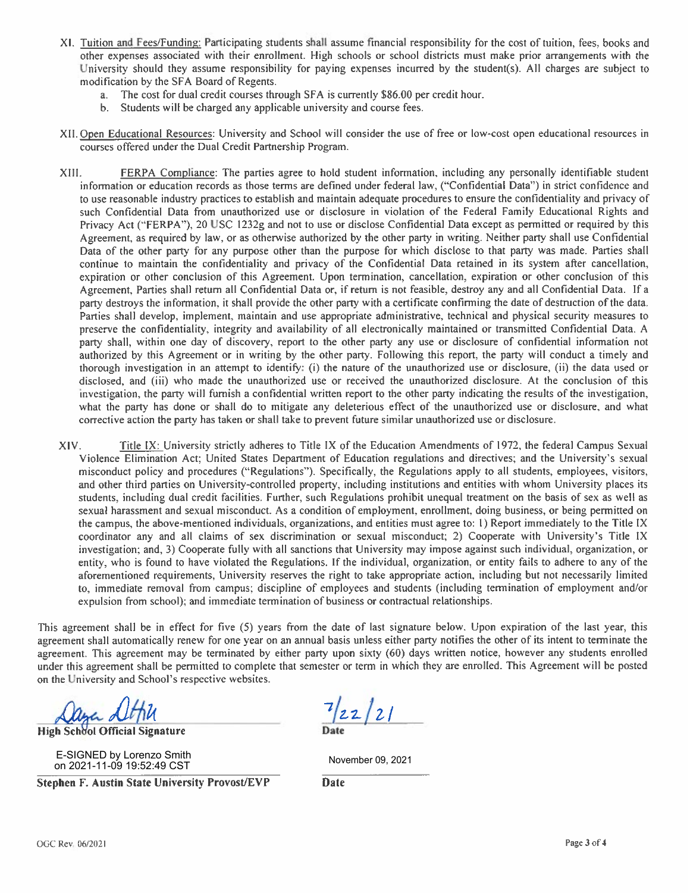XI. Tuition and Fees/Funding: Participating students shall assume financial responsibility for the cost of tuition, fees, books and other expenses associated with their enrollment. High schools or school districts must make prior arrangements with the University should they assume responsibility for paying expenses incurred by the student(s). All charges are subject to modification by the SFA Board of Regents.

a. The cost for dual credit courses through SFA is currently $86.00 per credit hour.
b. Students will be charged any applicable university and course fees.

XII. Open Educational Resources: University and School will consider the use of free or low-cost open educational resources in courses offered under the Dual Credit Partnership Program.

XIII. FERPA Compliance: The parties agree to hold student information, including any personally identifiable student information or education records as those terms are defined under federal law, ("Confidential Data") in strict confidence and to use reasonable industry practices to establish and maintain adequate procedures to ensure the confidentiality and privacy of such Confidential Data from unauthorized use or disclosure in violation of the Federal Family Educational Rights and Privacy Act ("FERPA"), 20 USC 1232g and not to use or disclose Confidential Data except as permitted or required by this Agreement, as required by law, or as otherwise authorized by the other party in writing. Neither party shall use Confidential Data of the other party for any purpose other than the purpose for which disclose to that party was made. Parties shall continue to maintain the confidentiality and privacy of the Confidential Data retained in its system after cancellation, expiration or other conclusion of this Agreement. Upon termination, cancellation, expiration or other conclusion of this Agreement, Parties shall return all Confidential Data or, if return is not feasible, destroy any and all Confidential Data. If a party destroys the information, it shall provide the other party with a certificate confirming the date of destruction of the data. Parties shall develop, implement, maintain and use appropriate administrative, technical and physical security measures to preserve the confidentiality, integrity and availability of all electronically maintained or transmitted Confidential Data. A party shall, within one day of discovery, report to the other party any use or disclosure of confidential information not authorized by this Agreement or in writing by the other party. Following this report, the party will conduct a timely and thorough investigation in an attempt to identify: (i) the nature of the unauthorized use or disclosure, (ii) the data used or disclosed, and (iii) who made the unauthorized use or received the unauthorized disclosure. At the conclusion of this investigation, the party will furnish a confidential written report to the other party indicating the results of the investigation, what the party has done or shall do to mitigate any deleterious effect of the unauthorized use or disclosure, and what corrective action the party has taken or shall take to prevent future similar unauthorized use or disclosure.

XIV. Title IX: University strictly adheres to Title IX of the Education Amendments of 1972, the federal Campus Sexual Violence Elimination Act; United States Department of Education regulations and directives; and the University's sexual misconduct policy and procedures ("Regulations"). Specifically, the Regulations apply to all students, employees, visitors, and other third parties on University-controlled property, including institutions and entities with whom University places its students, including dual credit facilities. Further, such Regulations prohibit unequal treatment on the basis of sex as well as sexual harassment and sexual misconduct. As a condition of employment, enrollment, doing business, or being permitted on the campus, the above-mentioned individuals, organizations, and entities must agree to: 1) Report immediately to the Title IX coordinator any and all claims of sex discrimination or sexual misconduct; 2) Cooperate with University's Title IX investigation; and, 3) Cooperate fully with all sanctions that University may impose against such individual, organization, or entity, who is found to have violated the Regulations. If the individual, organization, or entity fails to adhere to any of the aforementioned requirements, University reserves the right to take appropriate action, including but not necessarily limited to, immediate removal from campus; discipline of employees and students (including termination of employment and/or expulsion from school); and immediate termination of business or contractual relationships.

This agreement shall be in effect for five (5) years from the date of last signature below. Upon expiration of the last year, this agreement shall automatically renew for one year on an annual basis unless either party notifies the other of its intent to terminate the agreement. This agreement may be terminated by either party upon sixty (60) days written notice, however any students enrolled under this agreement shall be permitted to complete that semester or term in which they are enrolled. This Agreement will be posted on the University and School's respective websites.

Daya Atkin
**High School Official Signature**

7/22/21
**Date**

E-SIGNED by Lorenzo Smith
on 2021-11-09 19:52:49 CST
**Stephen F. Austin State University Provost/EVP**

November 09, 2021
**Date**

OGC Rev. 06/2021